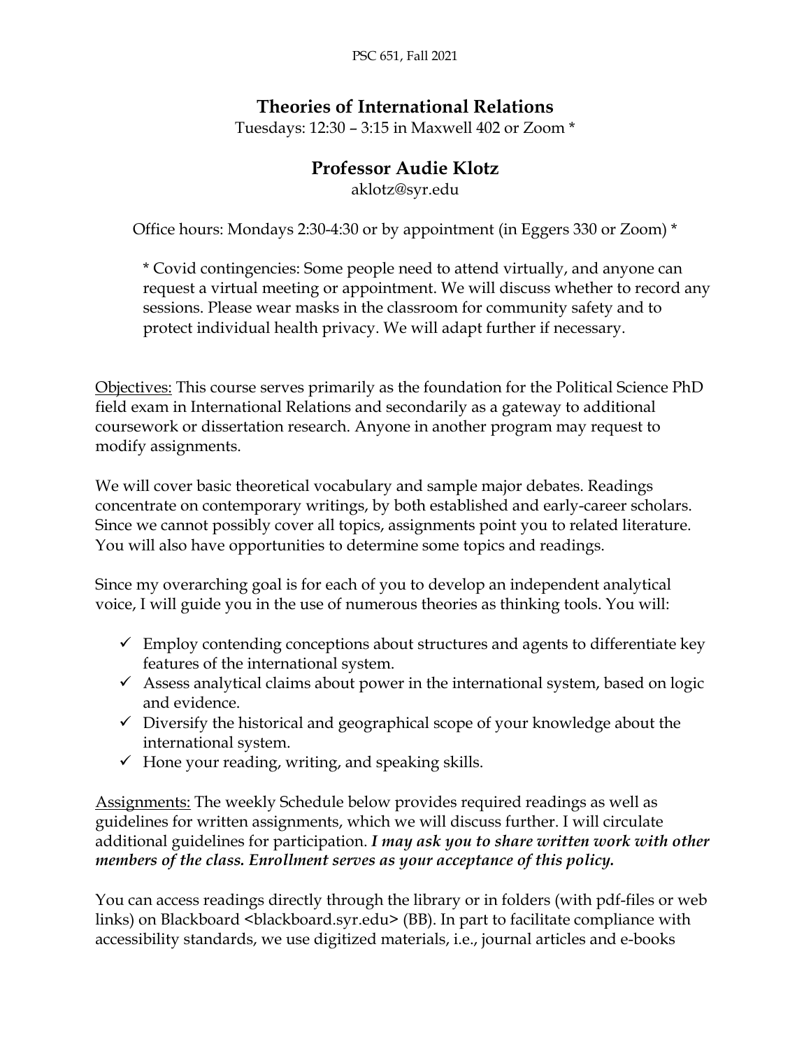PSC 651, Fall 2021

# Theories of International Relations

Tuesdays: 12:30 – 3:15 in Maxwell 402 or Zoom *

## Professor Audie Klotz

aklotz@syr.edu

Office hours: Mondays 2:30-4:30 or by appointment (in Eggers 330 or Zoom) *

> * Covid contingencies: Some people need to attend virtually, and anyone can request a virtual meeting or appointment. We will discuss whether to record any sessions. Please wear masks in the classroom for community safety and to protect individual health privacy. We will adapt further if necessary.

<u>Objectives:</u> This course serves primarily as the foundation for the Political Science PhD field exam in International Relations and secondarily as a gateway to additional coursework or dissertation research. Anyone in another program may request to modify assignments.

We will cover basic theoretical vocabulary and sample major debates. Readings concentrate on contemporary writings, by both established and early-career scholars. Since we cannot possibly cover all topics, assignments point you to related literature. You will also have opportunities to determine some topics and readings.

Since my overarching goal is for each of you to develop an independent analytical voice, I will guide you in the use of numerous theories as thinking tools. You will:

- ✓ Employ contending conceptions about structures and agents to differentiate key features of the international system.
- ✓ Assess analytical claims about power in the international system, based on logic and evidence.
- ✓ Diversify the historical and geographical scope of your knowledge about the international system.
- ✓ Hone your reading, writing, and speaking skills.

<u>Assignments:</u> The weekly Schedule below provides required readings as well as guidelines for written assignments, which we will discuss further. I will circulate additional guidelines for participation. ***I may ask you to share written work with other members of the class. Enrollment serves as your acceptance of this policy.***

You can access readings directly through the library or in folders (with pdf-files or web links) on Blackboard <blackboard.syr.edu> (BB). In part to facilitate compliance with accessibility standards, we use digitized materials, i.e., journal articles and e-books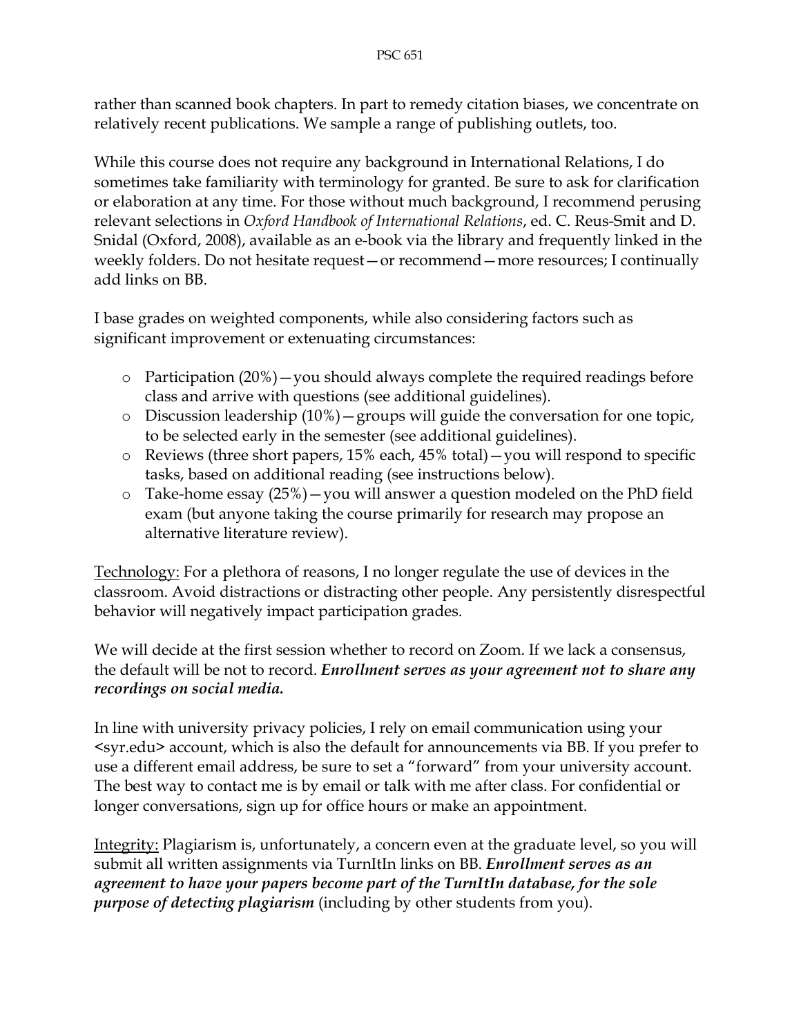rather than scanned book chapters. In part to remedy citation biases, we concentrate on relatively recent publications. We sample a range of publishing outlets, too.

While this course does not require any background in International Relations, I do sometimes take familiarity with terminology for granted. Be sure to ask for clarification or elaboration at any time. For those without much background, I recommend perusing relevant selections in *Oxford Handbook of International Relations*, ed. C. Reus-Smit and D. Snidal (Oxford, 2008), available as an e-book via the library and frequently linked in the weekly folders. Do not hesitate request—or recommend—more resources; I continually add links on BB.

I base grades on weighted components, while also considering factors such as significant improvement or extenuating circumstances:

- Participation (20%)—you should always complete the required readings before class and arrive with questions (see additional guidelines).
- Discussion leadership (10%)—groups will guide the conversation for one topic, to be selected early in the semester (see additional guidelines).
- Reviews (three short papers, 15% each, 45% total)—you will respond to specific tasks, based on additional reading (see instructions below).
- Take-home essay (25%)—you will answer a question modeled on the PhD field exam (but anyone taking the course primarily for research may propose an alternative literature review).

<u>Technology:</u> For a plethora of reasons, I no longer regulate the use of devices in the classroom. Avoid distractions or distracting other people. Any persistently disrespectful behavior will negatively impact participation grades.

We will decide at the first session whether to record on Zoom. If we lack a consensus, the default will be not to record. ***Enrollment serves as your agreement not to share any recordings on social media.***

In line with university privacy policies, I rely on email communication using your <syr.edu> account, which is also the default for announcements via BB. If you prefer to use a different email address, be sure to set a "forward" from your university account. The best way to contact me is by email or talk with me after class. For confidential or longer conversations, sign up for office hours or make an appointment.

<u>Integrity:</u> Plagiarism is, unfortunately, a concern even at the graduate level, so you will submit all written assignments via TurnItIn links on BB. ***Enrollment serves as an agreement to have your papers become part of the TurnItIn database, for the sole purpose of detecting plagiarism*** (including by other students from you).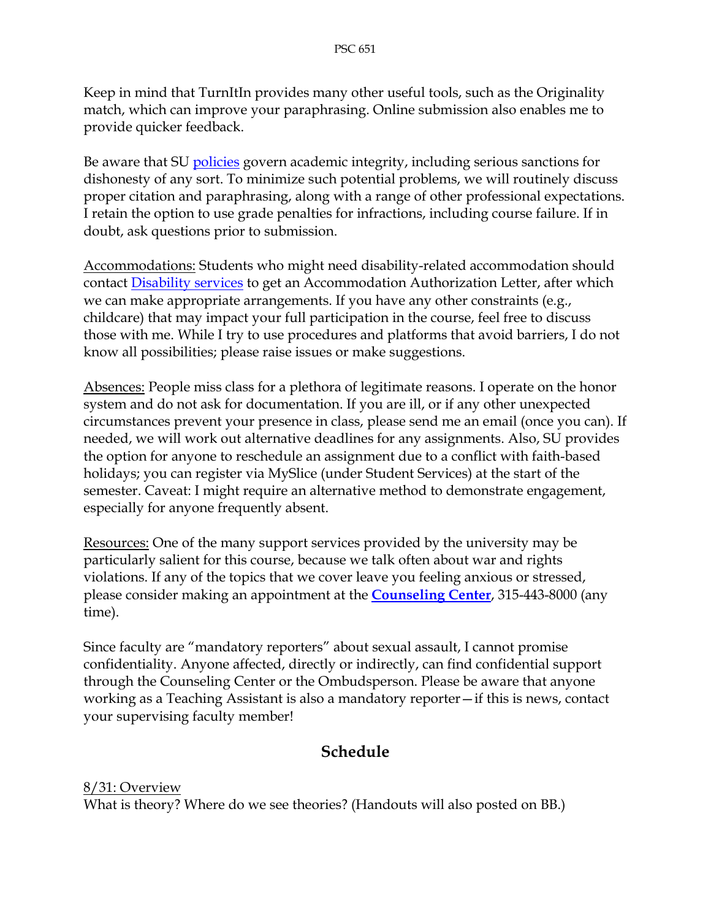Keep in mind that TurnItIn provides many other useful tools, such as the Originality match, which can improve your paraphrasing. Online submission also enables me to provide quicker feedback.

Be aware that SU [policies](#) govern academic integrity, including serious sanctions for dishonesty of any sort. To minimize such potential problems, we will routinely discuss proper citation and paraphrasing, along with a range of other professional expectations. I retain the option to use grade penalties for infractions, including course failure. If in doubt, ask questions prior to submission.

<u>Accommodations:</u> Students who might need disability-related accommodation should contact [Disability services](#) to get an Accommodation Authorization Letter, after which we can make appropriate arrangements. If you have any other constraints (e.g., childcare) that may impact your full participation in the course, feel free to discuss those with me. While I try to use procedures and platforms that avoid barriers, I do not know all possibilities; please raise issues or make suggestions.

<u>Absences:</u> People miss class for a plethora of legitimate reasons. I operate on the honor system and do not ask for documentation. If you are ill, or if any other unexpected circumstances prevent your presence in class, please send me an email (once you can). If needed, we will work out alternative deadlines for any assignments. Also, SU provides the option for anyone to reschedule an assignment due to a conflict with faith-based holidays; you can register via MySlice (under Student Services) at the start of the semester. Caveat: I might require an alternative method to demonstrate engagement, especially for anyone frequently absent.

<u>Resources:</u> One of the many support services provided by the university may be particularly salient for this course, because we talk often about war and rights violations. If any of the topics that we cover leave you feeling anxious or stressed, please consider making an appointment at the **[Counseling Center](#)**, 315-443-8000 (any time).

Since faculty are "mandatory reporters" about sexual assault, I cannot promise confidentiality. Anyone affected, directly or indirectly, can find confidential support through the Counseling Center or the Ombudsperson. Please be aware that anyone working as a Teaching Assistant is also a mandatory reporter—if this is news, contact your supervising faculty member!

## Schedule

<u>8/31: Overview</u>
What is theory? Where do we see theories? (Handouts will also posted on BB.)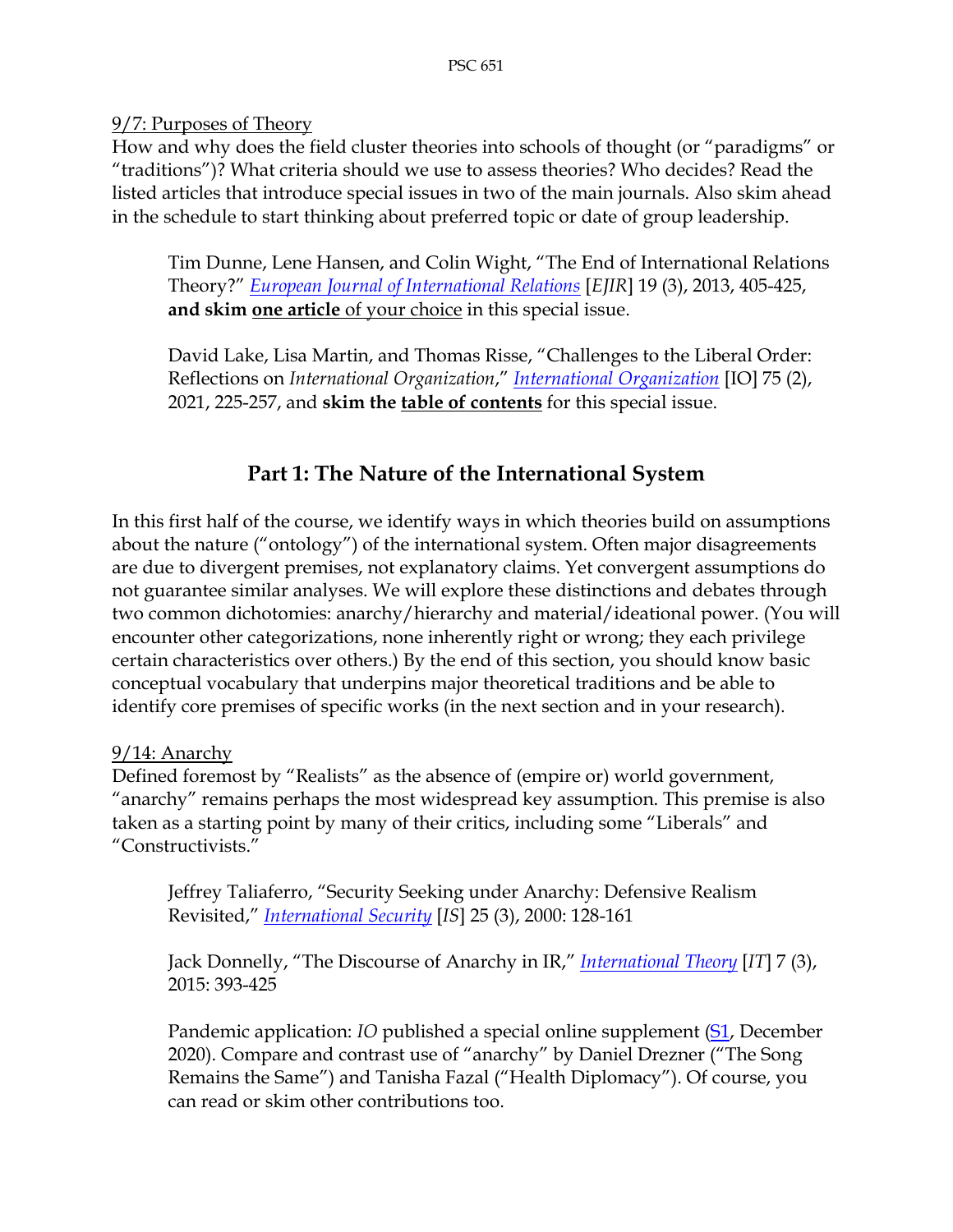9/7: Purposes of Theory

How and why does the field cluster theories into schools of thought (or "paradigms" or "traditions")? What criteria should we use to assess theories? Who decides? Read the listed articles that introduce special issues in two of the main journals. Also skim ahead in the schedule to start thinking about preferred topic or date of group leadership.

> Tim Dunne, Lene Hansen, and Colin Wight, "The End of International Relations Theory?" *European Journal of International Relations* [*EJIR*] 19 (3), 2013, 405-425, **and skim one article of your choice** in this special issue.
>
> David Lake, Lisa Martin, and Thomas Risse, "Challenges to the Liberal Order: Reflections on *International Organization*," *International Organization* [IO] 75 (2), 2021, 225-257, and **skim the table of contents** for this special issue.

## Part 1: The Nature of the International System

In this first half of the course, we identify ways in which theories build on assumptions about the nature ("ontology") of the international system. Often major disagreements are due to divergent premises, not explanatory claims. Yet convergent assumptions do not guarantee similar analyses. We will explore these distinctions and debates through two common dichotomies: anarchy/hierarchy and material/ideational power. (You will encounter other categorizations, none inherently right or wrong; they each privilege certain characteristics over others.) By the end of this section, you should know basic conceptual vocabulary that underpins major theoretical traditions and be able to identify core premises of specific works (in the next section and in your research).

9/14: Anarchy

Defined foremost by "Realists" as the absence of (empire or) world government, "anarchy" remains perhaps the most widespread key assumption. This premise is also taken as a starting point by many of their critics, including some "Liberals" and "Constructivists."

> Jeffrey Taliaferro, "Security Seeking under Anarchy: Defensive Realism Revisited," *International Security* [*IS*] 25 (3), 2000: 128-161
>
> Jack Donnelly, "The Discourse of Anarchy in IR," *International Theory* [*IT*] 7 (3), 2015: 393-425
>
> Pandemic application: *IO* published a special online supplement (S1, December 2020). Compare and contrast use of "anarchy" by Daniel Drezner ("The Song Remains the Same") and Tanisha Fazal ("Health Diplomacy"). Of course, you can read or skim other contributions too.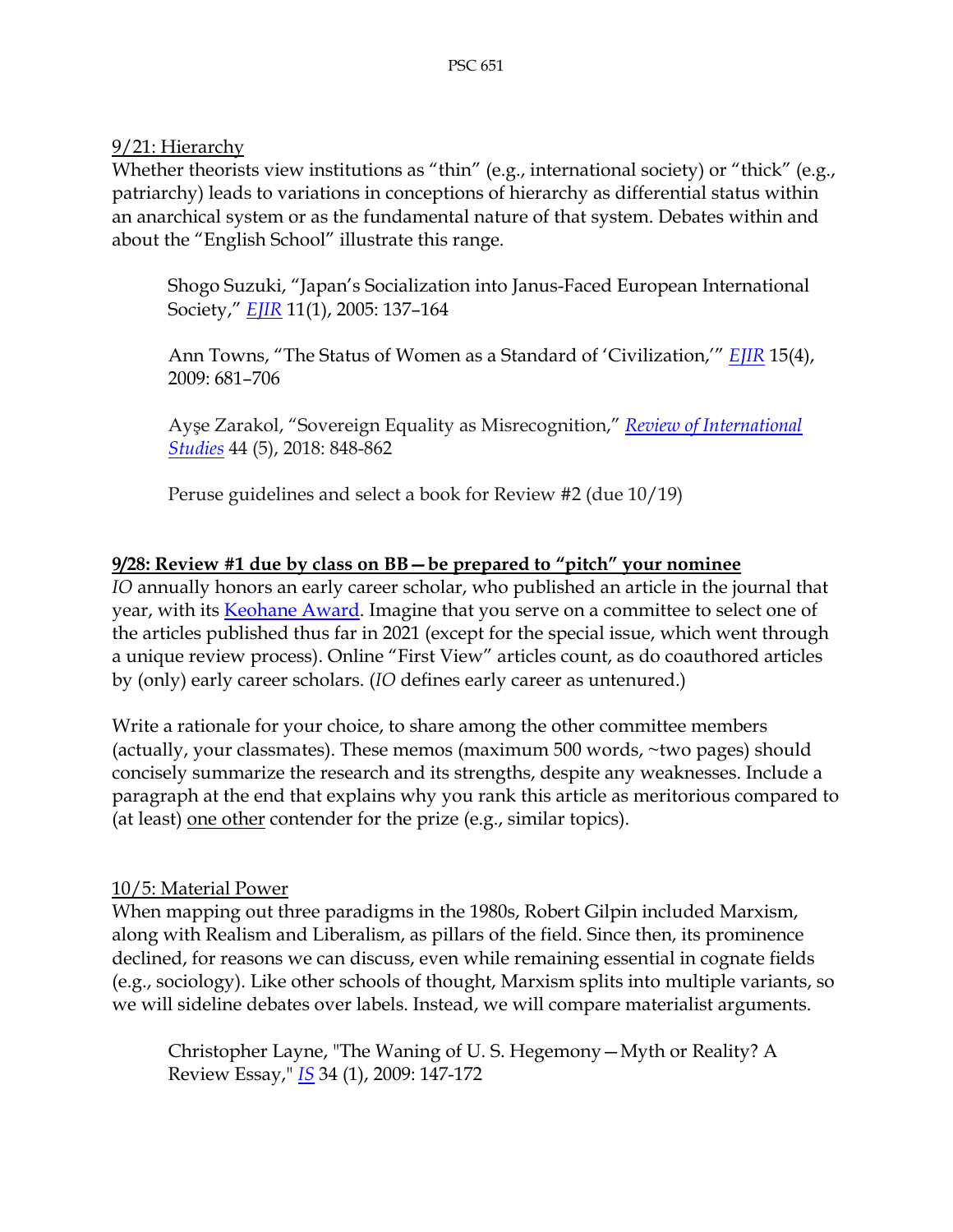9/21: Hierarchy

Whether theorists view institutions as "thin" (e.g., international society) or "thick" (e.g., patriarchy) leads to variations in conceptions of hierarchy as differential status within an anarchical system or as the fundamental nature of that system. Debates within and about the "English School" illustrate this range.

> Shogo Suzuki, "Japan's Socialization into Janus-Faced European International Society," *EJIR* 11(1), 2005: 137–164
>
> Ann Towns, "The Status of Women as a Standard of 'Civilization,'" *EJIR* 15(4), 2009: 681–706
>
> Ayşe Zarakol, "Sovereign Equality as Misrecognition," *Review of International Studies* 44 (5), 2018: 848-862
>
> Peruse guidelines and select a book for Review #2 (due 10/19)

**9/28: Review #1 due by class on BB—be prepared to "pitch" your nominee**

*IO* annually honors an early career scholar, who published an article in the journal that year, with its Keohane Award. Imagine that you serve on a committee to select one of the articles published thus far in 2021 (except for the special issue, which went through a unique review process). Online "First View" articles count, as do coauthored articles by (only) early career scholars. (*IO* defines early career as untenured.)

Write a rationale for your choice, to share among the other committee members (actually, your classmates). These memos (maximum 500 words, ~two pages) should concisely summarize the research and its strengths, despite any weaknesses. Include a paragraph at the end that explains why you rank this article as meritorious compared to (at least) one other contender for the prize (e.g., similar topics).

10/5: Material Power

When mapping out three paradigms in the 1980s, Robert Gilpin included Marxism, along with Realism and Liberalism, as pillars of the field. Since then, its prominence declined, for reasons we can discuss, even while remaining essential in cognate fields (e.g., sociology). Like other schools of thought, Marxism splits into multiple variants, so we will sideline debates over labels. Instead, we will compare materialist arguments.

> Christopher Layne, "The Waning of U. S. Hegemony—Myth or Reality? A Review Essay," *IS* 34 (1), 2009: 147-172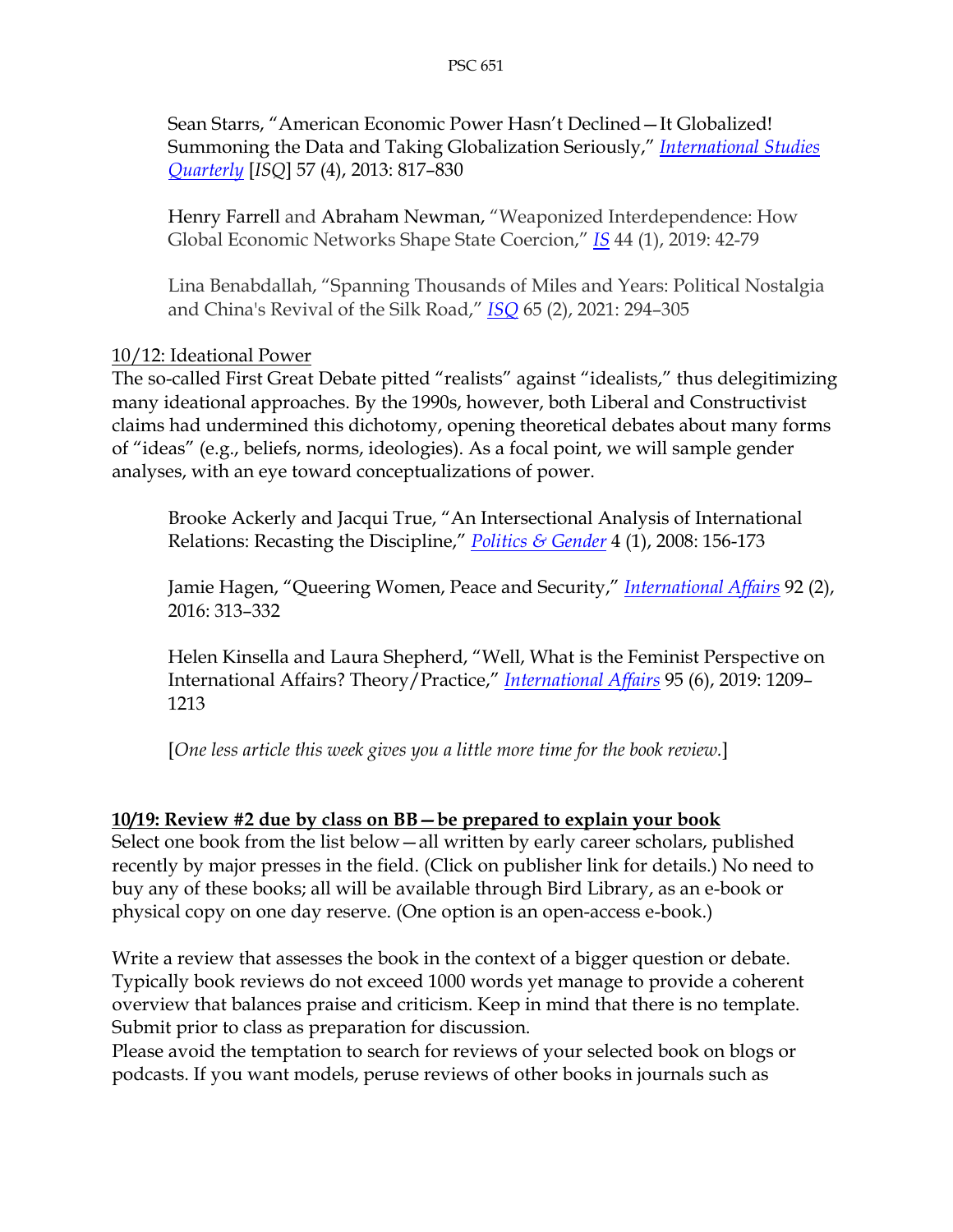Sean Starrs, "American Economic Power Hasn't Declined—It Globalized! Summoning the Data and Taking Globalization Seriously," [*International Studies Quarterly*] [*ISQ*] 57 (4), 2013: 817–830

Henry Farrell and Abraham Newman, "Weaponized Interdependence: How Global Economic Networks Shape State Coercion," *IS* 44 (1), 2019: 42-79

Lina Benabdallah, "Spanning Thousands of Miles and Years: Political Nostalgia and China's Revival of the Silk Road," *ISQ* 65 (2), 2021: 294–305

10/12: Ideational Power

The so-called First Great Debate pitted "realists" against "idealists," thus delegitimizing many ideational approaches. By the 1990s, however, both Liberal and Constructivist claims had undermined this dichotomy, opening theoretical debates about many forms of "ideas" (e.g., beliefs, norms, ideologies). As a focal point, we will sample gender analyses, with an eye toward conceptualizations of power.

Brooke Ackerly and Jacqui True, "An Intersectional Analysis of International Relations: Recasting the Discipline," *Politics & Gender* 4 (1), 2008: 156-173

Jamie Hagen, "Queering Women, Peace and Security," *International Affairs* 92 (2), 2016: 313–332

Helen Kinsella and Laura Shepherd, "Well, What is the Feminist Perspective on International Affairs? Theory/Practice," *International Affairs* 95 (6), 2019: 1209–1213

[*One less article this week gives you a little more time for the book review.*]

**10/19: Review #2 due by class on BB—be prepared to explain your book**

Select one book from the list below—all written by early career scholars, published recently by major presses in the field. (Click on publisher link for details.) No need to buy any of these books; all will be available through Bird Library, as an e-book or physical copy on one day reserve. (One option is an open-access e-book.)

Write a review that assesses the book in the context of a bigger question or debate. Typically book reviews do not exceed 1000 words yet manage to provide a coherent overview that balances praise and criticism. Keep in mind that there is no template. Submit prior to class as preparation for discussion.

Please avoid the temptation to search for reviews of your selected book on blogs or podcasts. If you want models, peruse reviews of other books in journals such as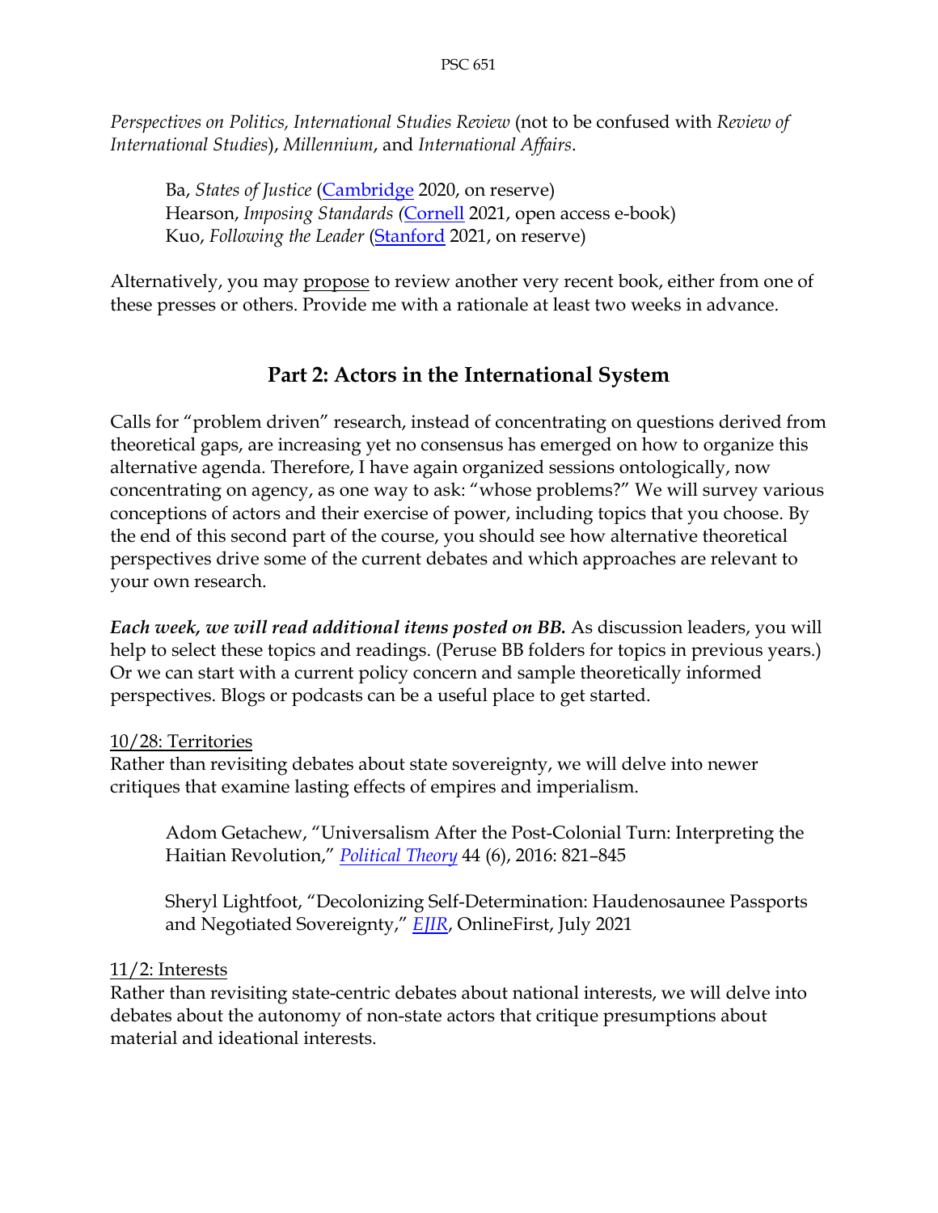*Perspectives on Politics, International Studies Review* (not to be confused with *Review of International Studies*), *Millennium*, and *International Affairs*.

> Ba, *States of Justice* (Cambridge 2020, on reserve)
> Hearson, *Imposing Standards* (Cornell 2021, open access e-book)
> Kuo, *Following the Leader* (Stanford 2021, on reserve)

Alternatively, you may propose to review another very recent book, either from one of these presses or others. Provide me with a rationale at least two weeks in advance.

## Part 2: Actors in the International System

Calls for "problem driven" research, instead of concentrating on questions derived from theoretical gaps, are increasing yet no consensus has emerged on how to organize this alternative agenda. Therefore, I have again organized sessions ontologically, now concentrating on agency, as one way to ask: "whose problems?" We will survey various conceptions of actors and their exercise of power, including topics that you choose. By the end of this second part of the course, you should see how alternative theoretical perspectives drive some of the current debates and which approaches are relevant to your own research.

***Each week, we will read additional items posted on BB.*** As discussion leaders, you will help to select these topics and readings. (Peruse BB folders for topics in previous years.) Or we can start with a current policy concern and sample theoretically informed perspectives. Blogs or podcasts can be a useful place to get started.

10/28: Territories

Rather than revisiting debates about state sovereignty, we will delve into newer critiques that examine lasting effects of empires and imperialism.

> Adom Getachew, "Universalism After the Post-Colonial Turn: Interpreting the Haitian Revolution," *Political Theory* 44 (6), 2016: 821–845

> Sheryl Lightfoot, "Decolonizing Self-Determination: Haudenosaunee Passports and Negotiated Sovereignty," *EJIR*, OnlineFirst, July 2021

11/2: Interests

Rather than revisiting state-centric debates about national interests, we will delve into debates about the autonomy of non-state actors that critique presumptions about material and ideational interests.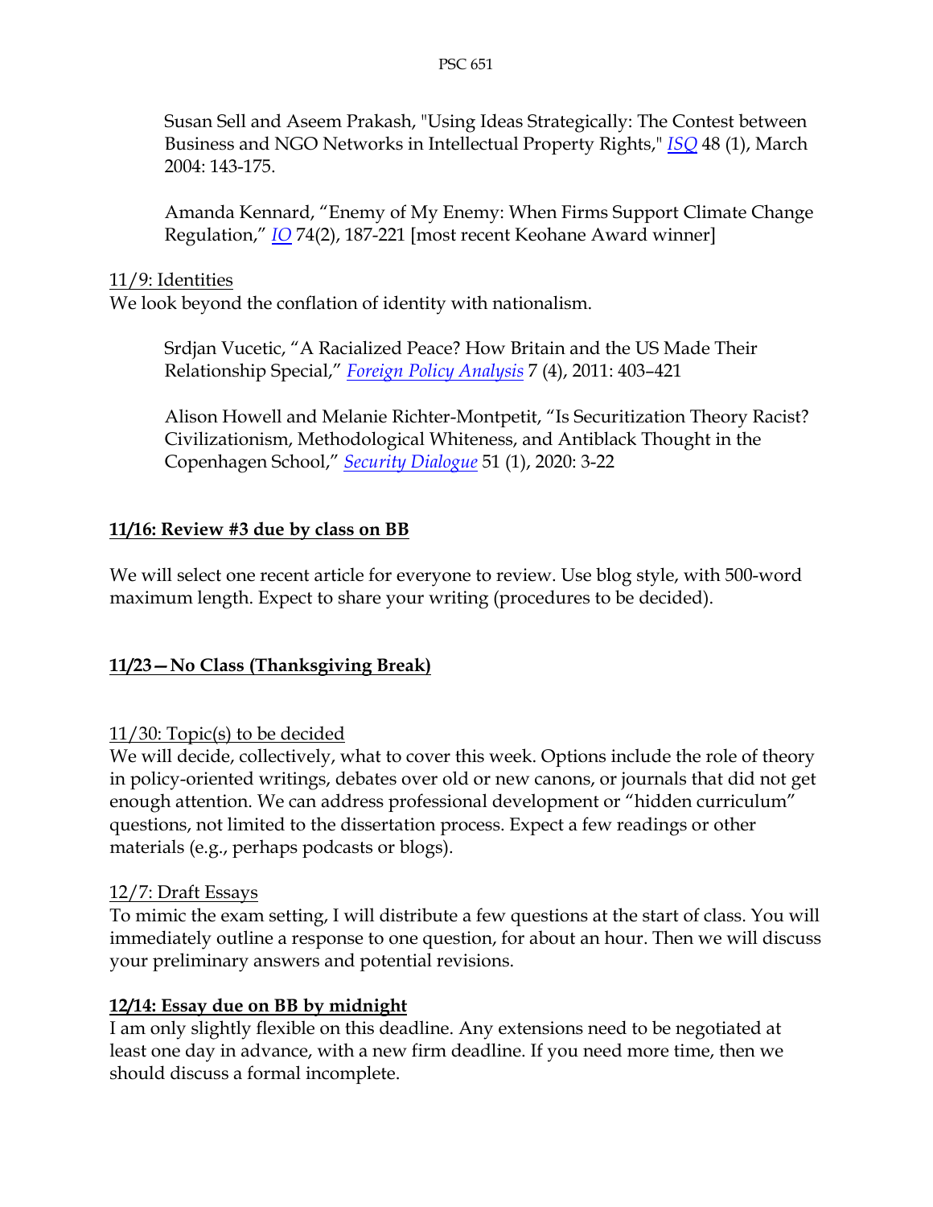Susan Sell and Aseem Prakash, "Using Ideas Strategically: The Contest between Business and NGO Networks in Intellectual Property Rights," *ISQ* 48 (1), March 2004: 143-175.

Amanda Kennard, "Enemy of My Enemy: When Firms Support Climate Change Regulation," *IO* 74(2), 187-221 [most recent Keohane Award winner]

11/9: Identities

We look beyond the conflation of identity with nationalism.

Srdjan Vucetic, "A Racialized Peace? How Britain and the US Made Their Relationship Special," *Foreign Policy Analysis* 7 (4), 2011: 403–421

Alison Howell and Melanie Richter-Montpetit, "Is Securitization Theory Racist? Civilizationism, Methodological Whiteness, and Antiblack Thought in the Copenhagen School," *Security Dialogue* 51 (1), 2020: 3-22

**11/16: Review #3 due by class on BB**

We will select one recent article for everyone to review. Use blog style, with 500-word maximum length. Expect to share your writing (procedures to be decided).

**11/23—No Class (Thanksgiving Break)**

11/30: Topic(s) to be decided

We will decide, collectively, what to cover this week. Options include the role of theory in policy-oriented writings, debates over old or new canons, or journals that did not get enough attention. We can address professional development or "hidden curriculum" questions, not limited to the dissertation process. Expect a few readings or other materials (e.g., perhaps podcasts or blogs).

12/7: Draft Essays

To mimic the exam setting, I will distribute a few questions at the start of class. You will immediately outline a response to one question, for about an hour. Then we will discuss your preliminary answers and potential revisions.

**12/14: Essay due on BB by midnight**

I am only slightly flexible on this deadline. Any extensions need to be negotiated at least one day in advance, with a new firm deadline. If you need more time, then we should discuss a formal incomplete.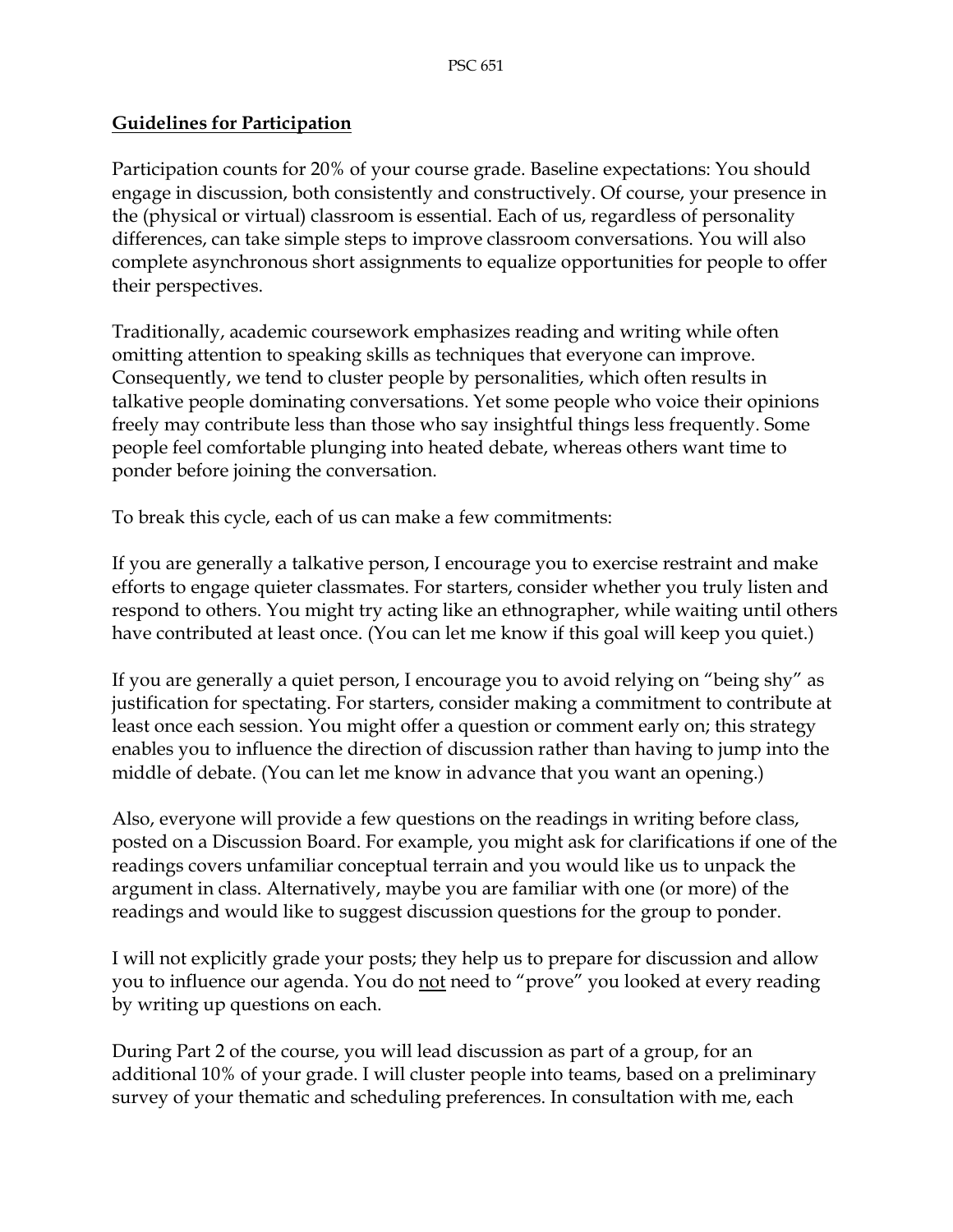## Guidelines for Participation

Participation counts for 20% of your course grade. Baseline expectations: You should engage in discussion, both consistently and constructively. Of course, your presence in the (physical or virtual) classroom is essential. Each of us, regardless of personality differences, can take simple steps to improve classroom conversations. You will also complete asynchronous short assignments to equalize opportunities for people to offer their perspectives.

Traditionally, academic coursework emphasizes reading and writing while often omitting attention to speaking skills as techniques that everyone can improve. Consequently, we tend to cluster people by personalities, which often results in talkative people dominating conversations. Yet some people who voice their opinions freely may contribute less than those who say insightful things less frequently. Some people feel comfortable plunging into heated debate, whereas others want time to ponder before joining the conversation.

To break this cycle, each of us can make a few commitments:

If you are generally a talkative person, I encourage you to exercise restraint and make efforts to engage quieter classmates. For starters, consider whether you truly listen and respond to others. You might try acting like an ethnographer, while waiting until others have contributed at least once. (You can let me know if this goal will keep you quiet.)

If you are generally a quiet person, I encourage you to avoid relying on "being shy" as justification for spectating. For starters, consider making a commitment to contribute at least once each session. You might offer a question or comment early on; this strategy enables you to influence the direction of discussion rather than having to jump into the middle of debate. (You can let me know in advance that you want an opening.)

Also, everyone will provide a few questions on the readings in writing before class, posted on a Discussion Board. For example, you might ask for clarifications if one of the readings covers unfamiliar conceptual terrain and you would like us to unpack the argument in class. Alternatively, maybe you are familiar with one (or more) of the readings and would like to suggest discussion questions for the group to ponder.

I will not explicitly grade your posts; they help us to prepare for discussion and allow you to influence our agenda. You do <u>not</u> need to "prove" you looked at every reading by writing up questions on each.

During Part 2 of the course, you will lead discussion as part of a group, for an additional 10% of your grade. I will cluster people into teams, based on a preliminary survey of your thematic and scheduling preferences. In consultation with me, each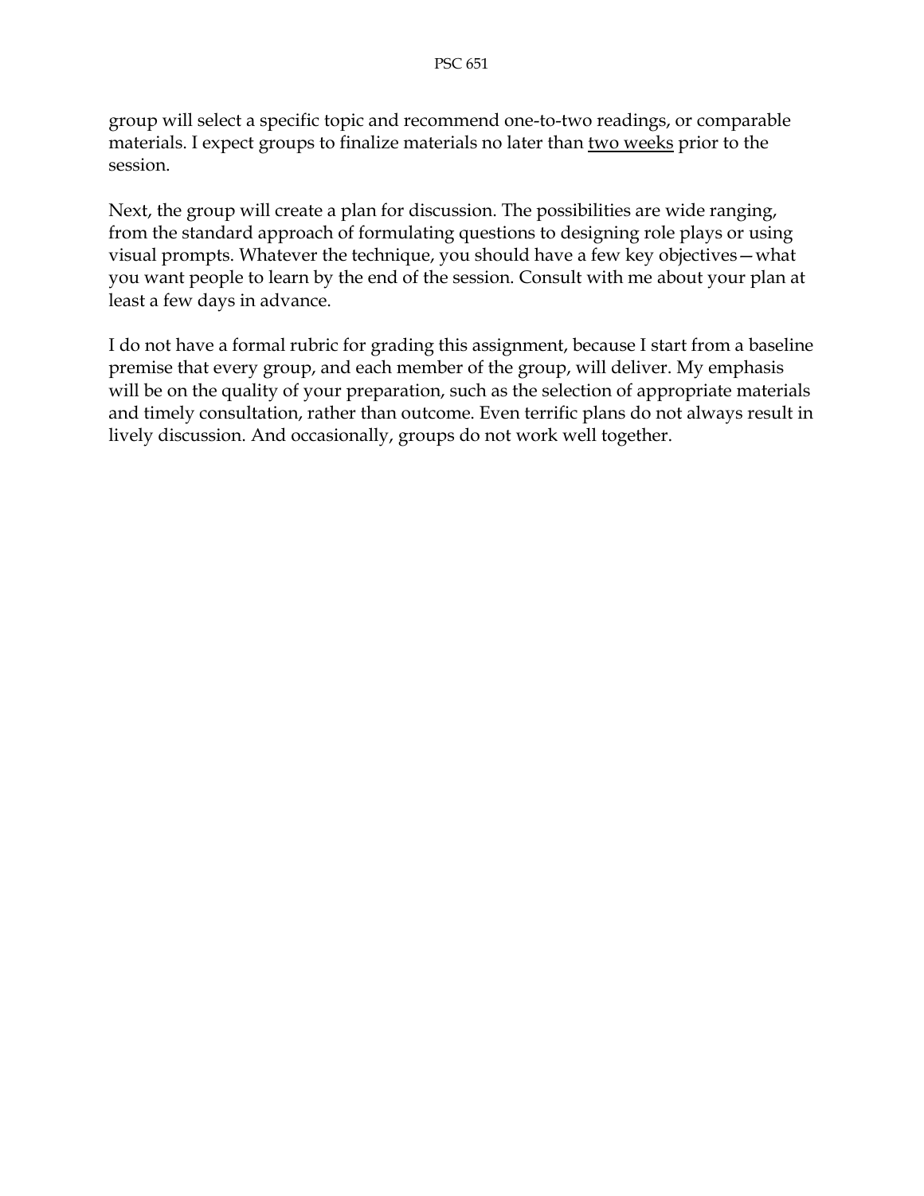group will select a specific topic and recommend one-to-two readings, or comparable materials. I expect groups to finalize materials no later than two weeks prior to the session.

Next, the group will create a plan for discussion. The possibilities are wide ranging, from the standard approach of formulating questions to designing role plays or using visual prompts. Whatever the technique, you should have a few key objectives—what you want people to learn by the end of the session. Consult with me about your plan at least a few days in advance.

I do not have a formal rubric for grading this assignment, because I start from a baseline premise that every group, and each member of the group, will deliver. My emphasis will be on the quality of your preparation, such as the selection of appropriate materials and timely consultation, rather than outcome. Even terrific plans do not always result in lively discussion. And occasionally, groups do not work well together.